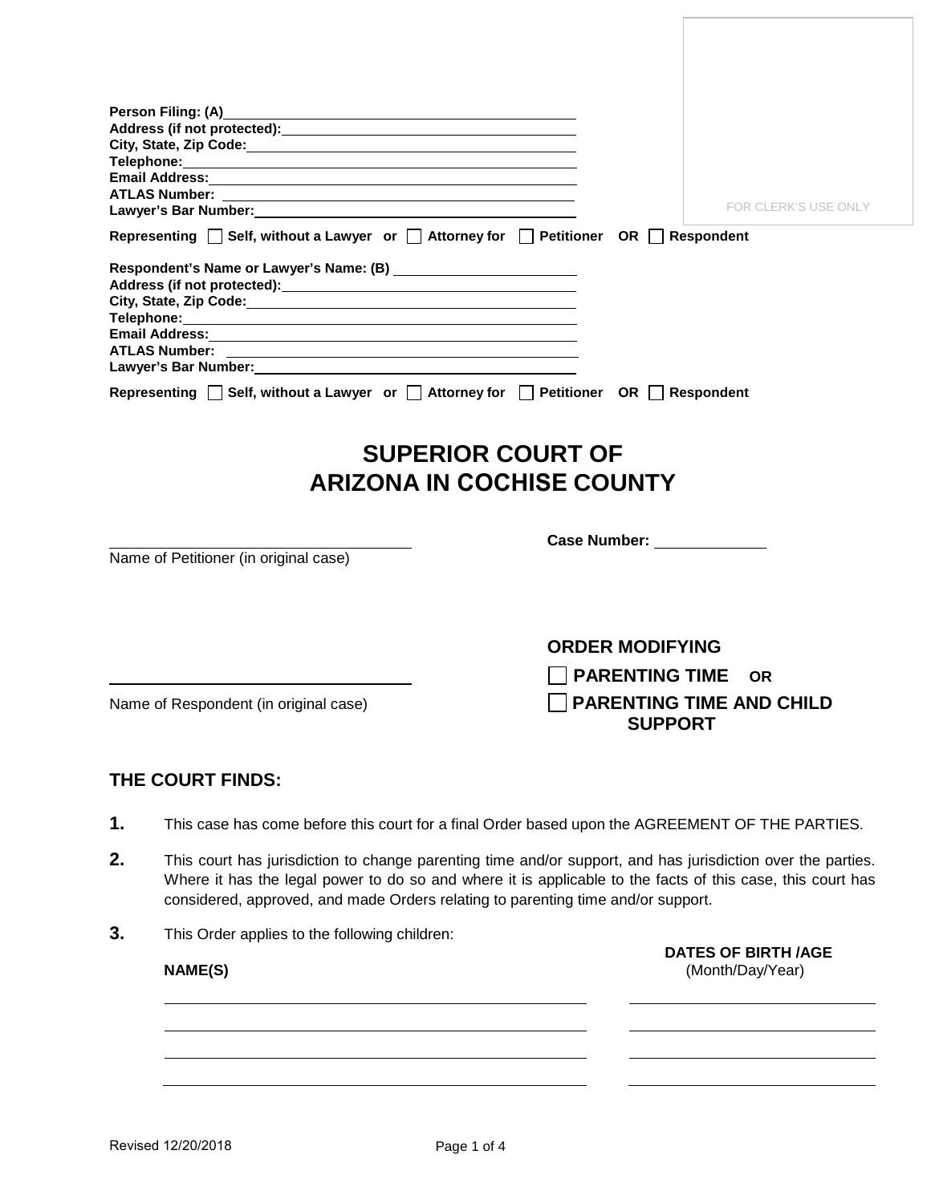Person Filing: (A) \_\_\_\_\_\_\_\_\_\_\_\_\_\_\_\_\_\_\_\_\_\_\_\_\_\_\_\_\_\_\_\_\_\_\_\_\_\_\_\_

Address (if not protected): \_\_\_\_\_\_\_\_\_\_\_\_\_\_\_\_\_\_\_\_\_\_\_\_\_\_\_\_\_\_\_\_\_\_\_\_\_\_\_\_

City, State, Zip Code: \_\_\_\_\_\_\_\_\_\_\_\_\_\_\_\_\_\_\_\_\_\_\_\_\_\_\_\_\_\_\_\_\_\_\_\_\_\_\_\_

Telephone: \_\_\_\_\_\_\_\_\_\_\_\_\_\_\_\_\_\_\_\_\_\_\_\_\_\_\_\_\_\_\_\_\_\_\_\_\_\_\_\_

Email Address: \_\_\_\_\_\_\_\_\_\_\_\_\_\_\_\_\_\_\_\_\_\_\_\_\_\_\_\_\_\_\_\_\_\_\_\_\_\_\_\_

ATLAS Number: \_\_\_\_\_\_\_\_\_\_\_\_\_\_\_\_\_\_\_\_\_\_\_\_\_\_\_\_\_\_\_\_\_\_\_\_\_\_\_\_

Lawyer's Bar Number: \_\_\_\_\_\_\_\_\_\_\_\_\_\_\_\_\_\_\_\_\_\_\_\_\_\_\_\_\_\_\_\_\_\_\_\_\_\_\_\_

FOR CLERK'S USE ONLY

**Representing** ☐ **Self, without a Lawyer or** ☐ **Attorney for** ☐ **Petitioner OR** ☐ **Respondent**

Respondent's Name or Lawyer's Name: (B) \_\_\_\_\_\_\_\_\_\_\_\_\_\_\_\_\_\_\_\_\_\_\_\_\_\_\_\_

Address (if not protected): \_\_\_\_\_\_\_\_\_\_\_\_\_\_\_\_\_\_\_\_\_\_\_\_\_\_\_\_\_\_\_\_\_\_\_\_\_\_\_\_

City, State, Zip Code: \_\_\_\_\_\_\_\_\_\_\_\_\_\_\_\_\_\_\_\_\_\_\_\_\_\_\_\_\_\_\_\_\_\_\_\_\_\_\_\_

Telephone: \_\_\_\_\_\_\_\_\_\_\_\_\_\_\_\_\_\_\_\_\_\_\_\_\_\_\_\_\_\_\_\_\_\_\_\_\_\_\_\_

Email Address: \_\_\_\_\_\_\_\_\_\_\_\_\_\_\_\_\_\_\_\_\_\_\_\_\_\_\_\_\_\_\_\_\_\_\_\_\_\_\_\_

ATLAS Number: \_\_\_\_\_\_\_\_\_\_\_\_\_\_\_\_\_\_\_\_\_\_\_\_\_\_\_\_\_\_\_\_\_\_\_\_\_\_\_\_

Lawyer's Bar Number: \_\_\_\_\_\_\_\_\_\_\_\_\_\_\_\_\_\_\_\_\_\_\_\_\_\_\_\_\_\_\_\_\_\_\_\_\_\_\_\_

**Representing** ☐ **Self, without a Lawyer or** ☐ **Attorney for** ☐ **Petitioner OR** ☐ **Respondent**

# SUPERIOR COURT OF ARIZONA IN COCHISE COUNTY

\_\_\_\_\_\_\_\_\_\_\_\_\_\_\_\_\_\_\_\_\_\_\_\_\_\_\_\_\_\_\_\_\_\_\_\_
Name of Petitioner (in original case)

**Case Number:** \_\_\_\_\_\_\_\_\_\_\_\_

\_\_\_\_\_\_\_\_\_\_\_\_\_\_\_\_\_\_\_\_\_\_\_\_\_\_\_\_\_\_\_\_\_\_\_\_
Name of Respondent (in original case)

**ORDER MODIFYING**

☐ **PARENTING TIME OR**

☐ **PARENTING TIME AND CHILD SUPPORT**

## THE COURT FINDS:

**1.** This case has come before this court for a final Order based upon the AGREEMENT OF THE PARTIES.

**2.** This court has jurisdiction to change parenting time and/or support, and has jurisdiction over the parties. Where it has the legal power to do so and where it is applicable to the facts of this case, this court has considered, approved, and made Orders relating to parenting time and/or support.

**3.** This Order applies to the following children:

| **NAME(S)** | **DATES OF BIRTH /AGE** (Month/Day/Year) |
|---|---|
| | |
| | |
| | |
| | |

Revised 12/20/2018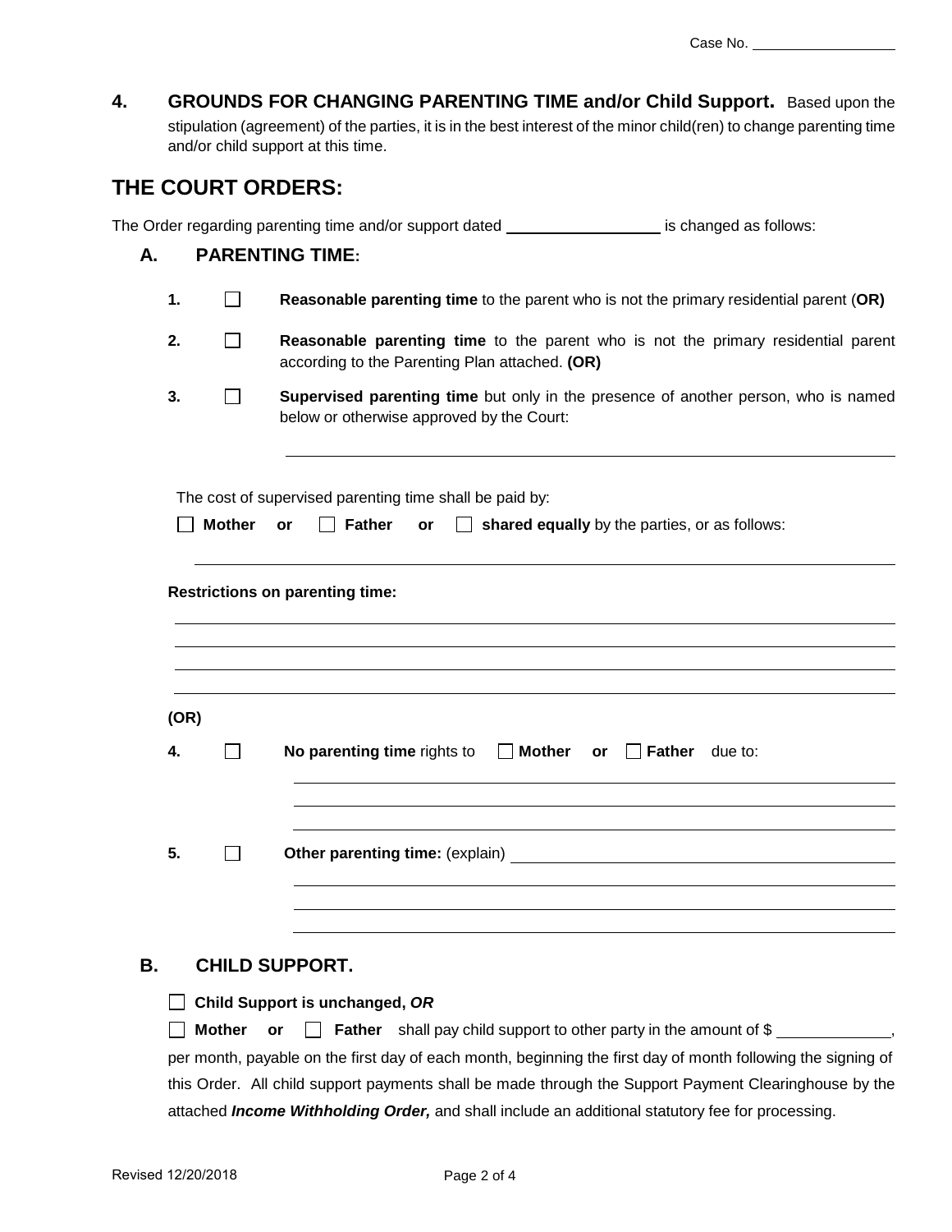Case No. ____________

**4. GROUNDS FOR CHANGING PARENTING TIME and/or Child Support.** Based upon the stipulation (agreement) of the parties, it is in the best interest of the minor child(ren) to change parenting time and/or child support at this time.

## THE COURT ORDERS:

The Order regarding parenting time and/or support dated ____________ is changed as follows:

### A. PARENTING TIME:

1. ☐ **Reasonable parenting time** to the parent who is not the primary residential parent (**OR)**

2. ☐ **Reasonable parenting time** to the parent who is not the primary residential parent according to the Parenting Plan attached. **(OR)**

3. ☐ **Supervised parenting time** but only in the presence of another person, who is named below or otherwise approved by the Court:

   ______________________________________________

   The cost of supervised parenting time shall be paid by:

   ☐ **Mother** **or** ☐ **Father** **or** ☐ **shared equally** by the parties, or as follows:

   ______________________________________________

   **Restrictions on parenting time:**

   ______________________________________________
   ______________________________________________
   ______________________________________________
   ______________________________________________

**(OR)**

4. ☐ **No parenting time** rights to ☐ **Mother** **or** ☐ **Father** due to:

   ______________________________________________
   ______________________________________________
   ______________________________________________

5. ☐ **Other parenting time:** (explain) ______________________________________________

   ______________________________________________
   ______________________________________________
   ______________________________________________

### B. CHILD SUPPORT.

☐ **Child Support is unchanged,** ***OR***

☐ **Mother** **or** ☐ **Father** shall pay child support to other party in the amount of $ ____________, per month, payable on the first day of each month, beginning the first day of month following the signing of this Order. All child support payments shall be made through the Support Payment Clearinghouse by the attached ***Income Withholding Order,*** and shall include an additional statutory fee for processing.

Revised 12/20/2018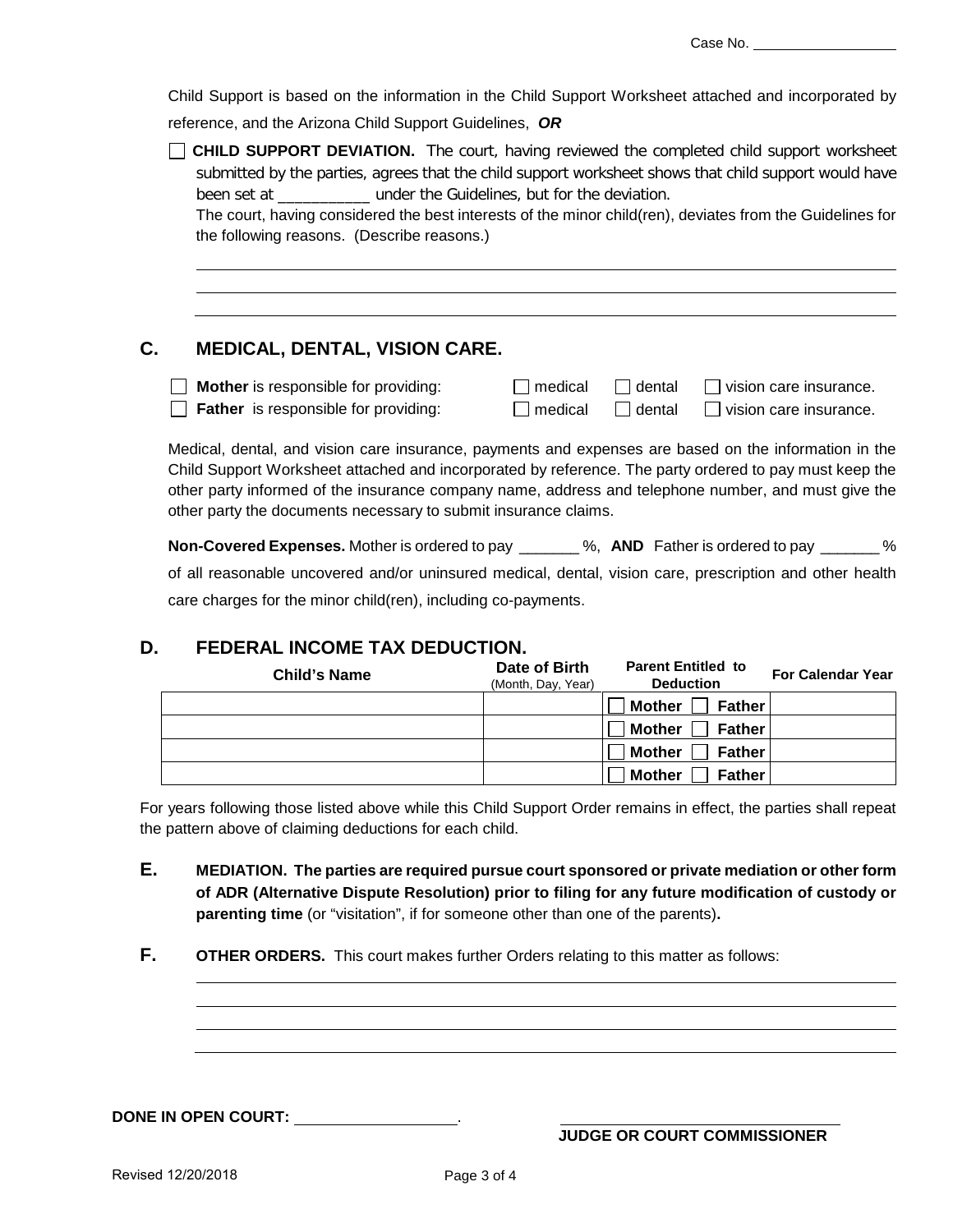Case No. __________________

Child Support is based on the information in the Child Support Worksheet attached and incorporated by reference, and the Arizona Child Support Guidelines, ***OR***

☐ **CHILD SUPPORT DEVIATION.** The court, having reviewed the completed child support worksheet submitted by the parties, agrees that the child support worksheet shows that child support would have been set at ___________ under the Guidelines, but for the deviation.
The court, having considered the best interests of the minor child(ren), deviates from the Guidelines for the following reasons. (Describe reasons.)

______________________________________________________________________________
______________________________________________________________________________
______________________________________________________________________________

## C. MEDICAL, DENTAL, VISION CARE.

☐ **Mother** is responsible for providing: ☐ medical ☐ dental ☐ vision care insurance.
☐ **Father** is responsible for providing: ☐ medical ☐ dental ☐ vision care insurance.

Medical, dental, and vision care insurance, payments and expenses are based on the information in the Child Support Worksheet attached and incorporated by reference. The party ordered to pay must keep the other party informed of the insurance company name, address and telephone number, and must give the other party the documents necessary to submit insurance claims.

**Non-Covered Expenses.** Mother is ordered to pay _______ %, **AND** Father is ordered to pay _______ % of all reasonable uncovered and/or uninsured medical, dental, vision care, prescription and other health care charges for the minor child(ren), including co-payments.

## D. FEDERAL INCOME TAX DEDUCTION.

| Child's Name | Date of Birth (Month, Day, Year) | Parent Entitled to Deduction | For Calendar Year |
|---|---|---|---|
| | | ☐ Mother ☐ Father | |
| | | ☐ Mother ☐ Father | |
| | | ☐ Mother ☐ Father | |
| | | ☐ Mother ☐ Father | |

For years following those listed above while this Child Support Order remains in effect, the parties shall repeat the pattern above of claiming deductions for each child.

**E. MEDIATION. The parties are required pursue court sponsored or private mediation or other form of ADR (Alternative Dispute Resolution) prior to filing for any future modification of custody or parenting time** (or "visitation", if for someone other than one of the parents)**.**

**F. OTHER ORDERS.** This court makes further Orders relating to this matter as follows:

______________________________________________________________________________
______________________________________________________________________________
______________________________________________________________________________
______________________________________________________________________________

**DONE IN OPEN COURT:** ____________________.

________________________________
**JUDGE OR COURT COMMISSIONER**

Revised 12/20/2018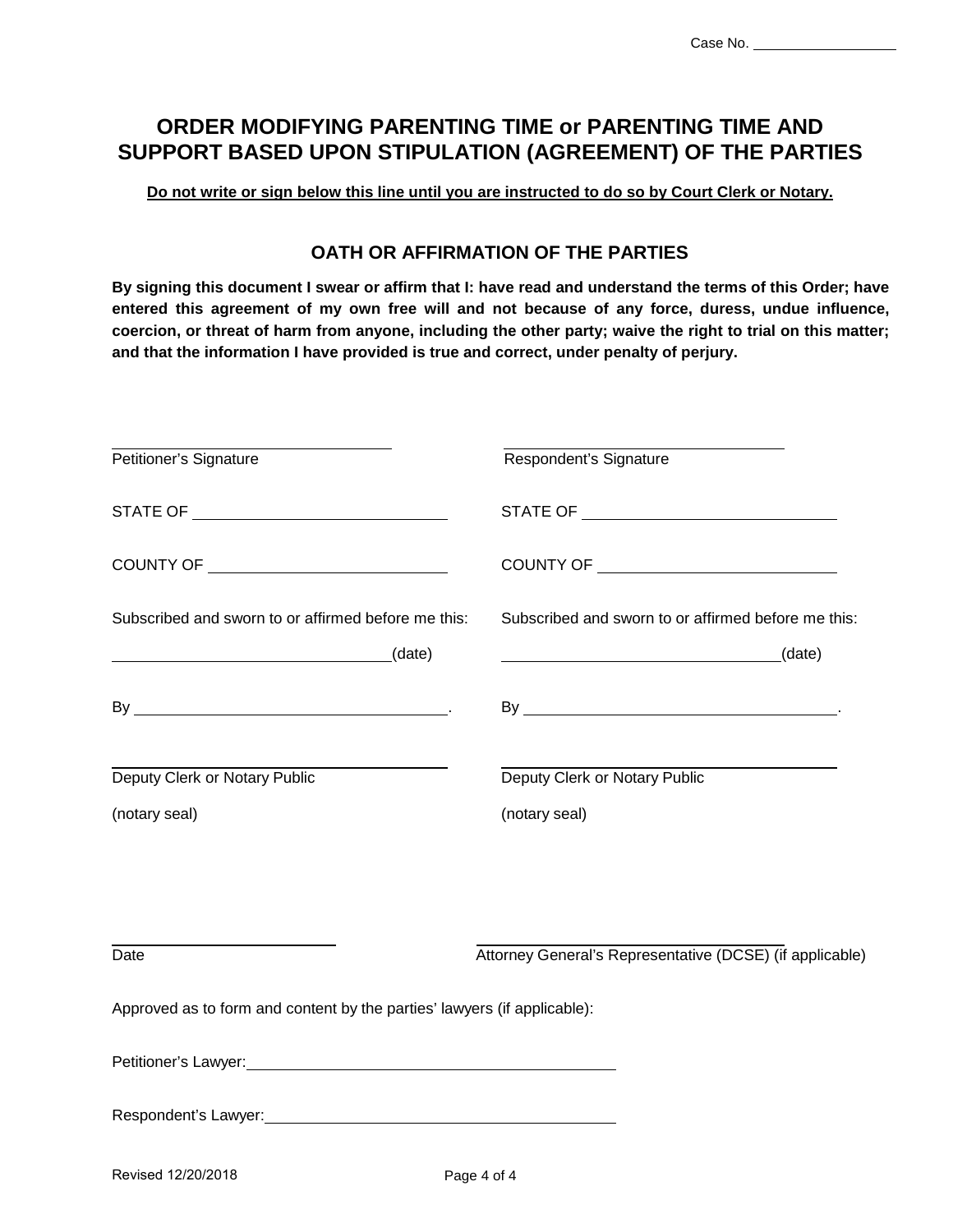Case No. ____________

# ORDER MODIFYING PARENTING TIME or PARENTING TIME AND SUPPORT BASED UPON STIPULATION (AGREEMENT) OF THE PARTIES

**Do not write or sign below this line until you are instructed to do so by Court Clerk or Notary.**

## OATH OR AFFIRMATION OF THE PARTIES

**By signing this document I swear or affirm that I: have read and understand the terms of this Order; have entered this agreement of my own free will and not because of any force, duress, undue influence, coercion, or threat of harm from anyone, including the other party; waive the right to trial on this matter; and that the information I have provided is true and correct, under penalty of perjury.**

______________________________
Petitioner's Signature

STATE OF ______________________

COUNTY OF ______________________

Subscribed and sworn to or affirmed before me this:

______________________________(date)

By ______________________________.

______________________________
Deputy Clerk or Notary Public

(notary seal)

______________________________
Respondent's Signature

STATE OF ______________________

COUNTY OF ______________________

Subscribed and sworn to or affirmed before me this:

______________________________(date)

By ______________________________.

______________________________
Deputy Clerk or Notary Public

(notary seal)

______________________________
Date

______________________________
Attorney General's Representative (DCSE) (if applicable)

Approved as to form and content by the parties' lawyers (if applicable):

Petitioner's Lawyer: ______________________________

Respondent's Lawyer: ______________________________

Revised 12/20/2018